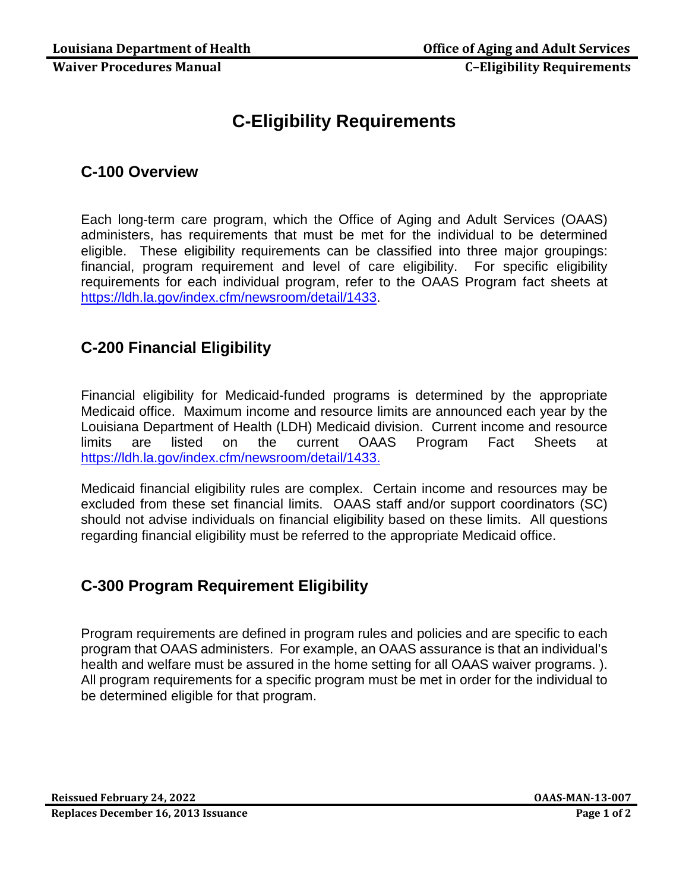# C-Eligibility Requirements

## C-100 Overview

Each long-term care program, which the Office of Aging and Adult Services (OAAS) administers, has requirements that must be met for the individual to be determined eligible. These eligibility requirements can be classified into three major groupings: financial, program requirement and level of care eligibility. For specific eligibility requirements for each individual program, refer to the OAAS Program fact sheets at https://ldh.la.gov/index.cfm/newsroom/detail/1433.

## C-200 Financial Eligibility

Financial eligibility for Medicaid-funded programs is determined by the appropriate Medicaid office. Maximum income and resource limits are announced each year by the Louisiana Department of Health (LDH) Medicaid division. Current income and resource limits are listed on the current OAAS Program Fact Sheets at https://ldh.la.gov/index.cfm/newsroom/detail/1433.

Medicaid financial eligibility rules are complex. Certain income and resources may be excluded from these set financial limits. OAAS staff and/or support coordinators (SC) should not advise individuals on financial eligibility based on these limits. All questions regarding financial eligibility must be referred to the appropriate Medicaid office.

## C-300 Program Requirement Eligibility

Program requirements are defined in program rules and policies and are specific to each program that OAAS administers. For example, an OAAS assurance is that an individual's health and welfare must be assured in the home setting for all OAAS waiver programs. ). All program requirements for a specific program must be met in order for the individual to be determined eligible for that program.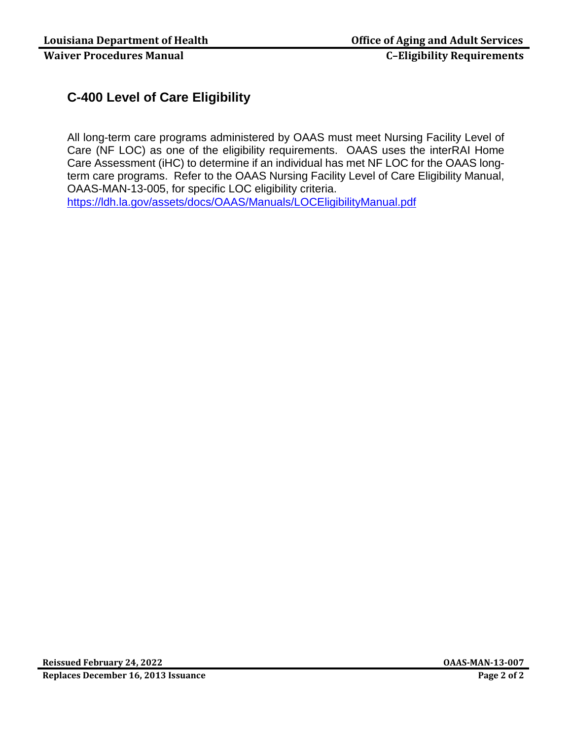## C-400 Level of Care Eligibility

All long-term care programs administered by OAAS must meet Nursing Facility Level of Care (NF LOC) as one of the eligibility requirements. OAAS uses the interRAI Home Care Assessment (iHC) to determine if an individual has met NF LOC for the OAAS long-term care programs. Refer to the OAAS Nursing Facility Level of Care Eligibility Manual, OAAS-MAN-13-005, for specific LOC eligibility criteria. https://ldh.la.gov/assets/docs/OAAS/Manuals/LOCEligibilityManual.pdf